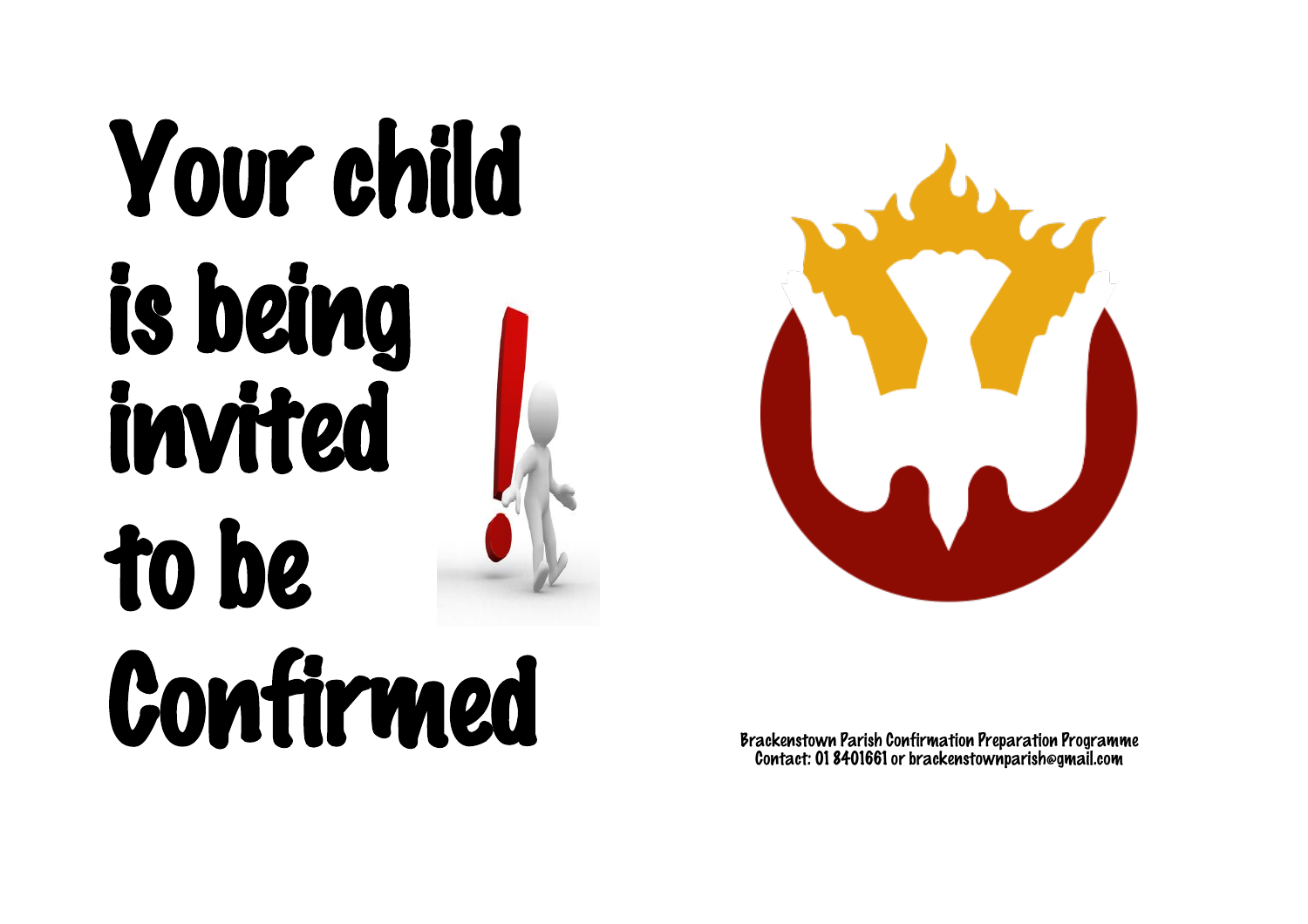# Your child is being invited to be Confirmed

Brackenstown Parish Confirmation Preparation Programme
Contact: 01 8401661 or brackenstownparish@gmail.com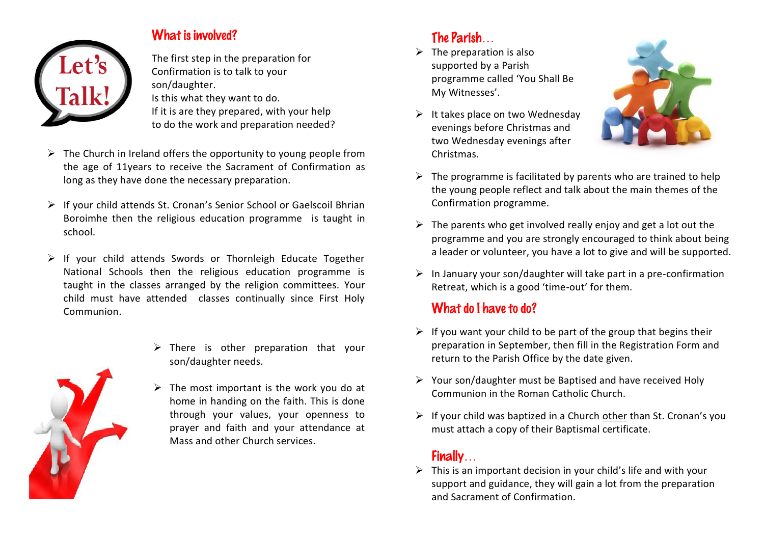## What is involved?

Let's Talk!

The first step in the preparation for Confirmation is to talk to your son/daughter.
Is this what they want to do.
If it is are they prepared, with your help to do the work and preparation needed?

- The Church in Ireland offers the opportunity to young people from the age of 11years to receive the Sacrament of Confirmation as long as they have done the necessary preparation.
- If your child attends St. Cronan's Senior School or Gaelscoil Bhrian Boroimhe then the religious education programme is taught in school.
- If your child attends Swords or Thornleigh Educate Together National Schools then the religious education programme is taught in the classes arranged by the religion committees. Your child must have attended classes continually since First Holy Communion.
- There is other preparation that your son/daughter needs.
- The most important is the work you do at home in handing on the faith. This is done through your values, your openness to prayer and faith and your attendance at Mass and other Church services.

## The Parish…

- The preparation is also supported by a Parish programme called 'You Shall Be My Witnesses'.
- It takes place on two Wednesday evenings before Christmas and two Wednesday evenings after Christmas.
- The programme is facilitated by parents who are trained to help the young people reflect and talk about the main themes of the Confirmation programme.
- The parents who get involved really enjoy and get a lot out the programme and you are strongly encouraged to think about being a leader or volunteer, you have a lot to give and will be supported.
- In January your son/daughter will take part in a pre-confirmation Retreat, which is a good 'time-out' for them.

## What do I have to do?

- If you want your child to be part of the group that begins their preparation in September, then fill in the Registration Form and return to the Parish Office by the date given.
- Your son/daughter must be Baptised and have received Holy Communion in the Roman Catholic Church.
- If your child was baptized in a Church <u>other</u> than St. Cronan's you must attach a copy of their Baptismal certificate.

## Finally…

- This is an important decision in your child's life and with your support and guidance, they will gain a lot from the preparation and Sacrament of Confirmation.